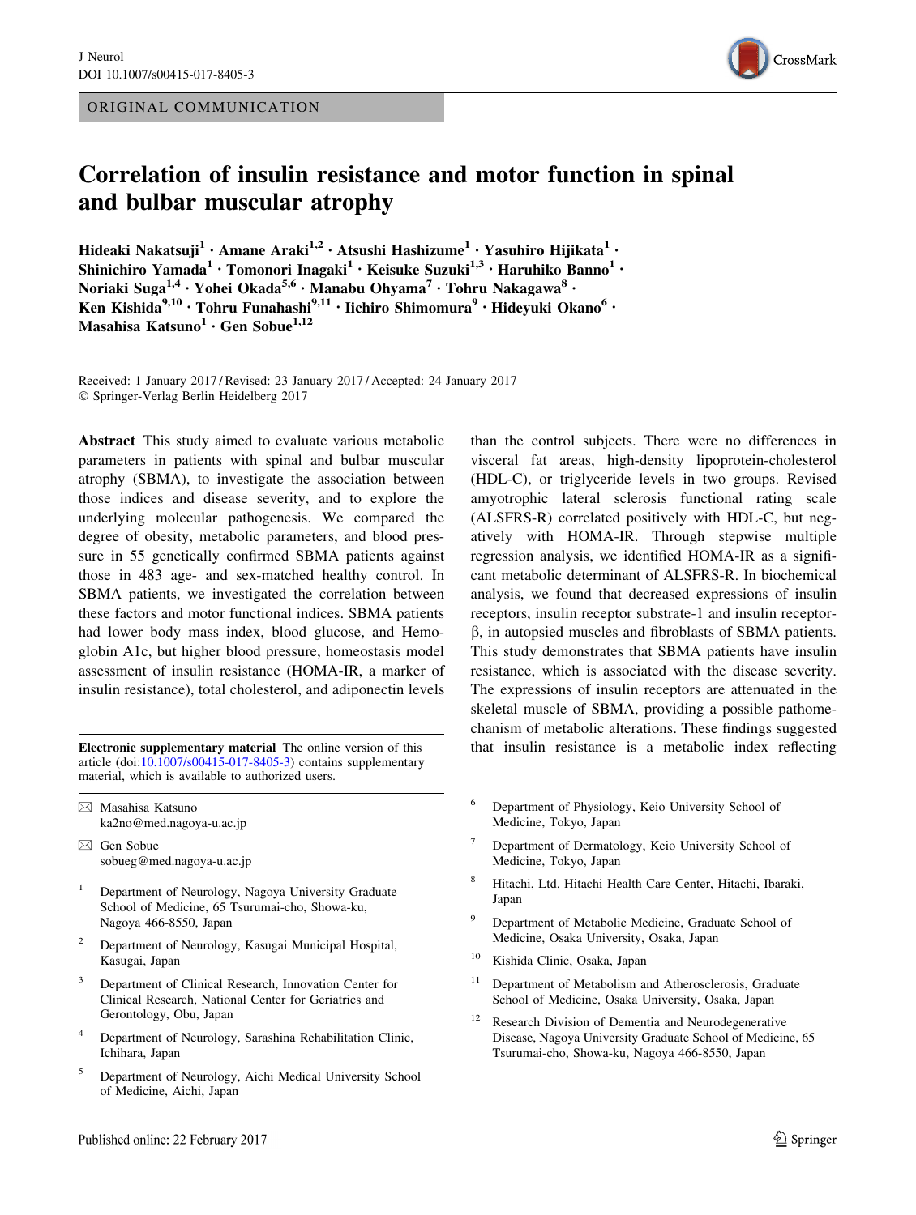ORIGINAL COMMUNICATION

# Correlation of insulin resistance and motor function in spinal and bulbar muscular atrophy

**Hideaki Nakatsuji[1] · Amane Araki[1,2] · Atsushi Hashizume[1] · Yasuhiro Hijikata[1] · Shinichiro Yamada[1] · Tomonori Inagaki[1] · Keisuke Suzuki[1,3] · Haruhiko Banno[1] · Noriaki Suga[1,4] · Yohei Okada[5,6] · Manabu Ohyama[7] · Tohru Nakagawa[8] · Ken Kishida[9,10] · Tohru Funahashi[9,11] · Iichiro Shimomura[9] · Hideyuki Okano[6] · Masahisa Katsuno[1] · Gen Sobue[1,12]**

Received: 1 January 2017 / Revised: 23 January 2017 / Accepted: 24 January 2017
© Springer-Verlag Berlin Heidelberg 2017

**Abstract** This study aimed to evaluate various metabolic parameters in patients with spinal and bulbar muscular atrophy (SBMA), to investigate the association between those indices and disease severity, and to explore the underlying molecular pathogenesis. We compared the degree of obesity, metabolic parameters, and blood pressure in 55 genetically confirmed SBMA patients against those in 483 age- and sex-matched healthy control. In SBMA patients, we investigated the correlation between these factors and motor functional indices. SBMA patients had lower body mass index, blood glucose, and Hemoglobin A1c, but higher blood pressure, homeostasis model assessment of insulin resistance (HOMA-IR, a marker of insulin resistance), total cholesterol, and adiponectin levels than the control subjects. There were no differences in visceral fat areas, high-density lipoprotein-cholesterol (HDL-C), or triglyceride levels in two groups. Revised amyotrophic lateral sclerosis functional rating scale (ALSFRS-R) correlated positively with HDL-C, but negatively with HOMA-IR. Through stepwise multiple regression analysis, we identified HOMA-IR as a significant metabolic determinant of ALSFRS-R. In biochemical analysis, we found that decreased expressions of insulin receptors, insulin receptor substrate-1 and insulin receptor-β, in autopsied muscles and fibroblasts of SBMA patients. This study demonstrates that SBMA patients have insulin resistance, which is associated with the disease severity. The expressions of insulin receptors are attenuated in the skeletal muscle of SBMA, providing a possible pathomechanism of metabolic alterations. These findings suggested that insulin resistance is a metabolic index reflecting

**Electronic supplementary material** The online version of this article (doi:10.1007/s00415-017-8405-3) contains supplementary material, which is available to authorized users.

✉ Masahisa Katsuno
ka2no@med.nagoya-u.ac.jp

✉ Gen Sobue
sobueg@med.nagoya-u.ac.jp

1. Department of Neurology, Nagoya University Graduate School of Medicine, 65 Tsurumai-cho, Showa-ku, Nagoya 466-8550, Japan
2. Department of Neurology, Kasugai Municipal Hospital, Kasugai, Japan
3. Department of Clinical Research, Innovation Center for Clinical Research, National Center for Geriatrics and Gerontology, Obu, Japan
4. Department of Neurology, Sarashina Rehabilitation Clinic, Ichihara, Japan
5. Department of Neurology, Aichi Medical University School of Medicine, Aichi, Japan
6. Department of Physiology, Keio University School of Medicine, Tokyo, Japan
7. Department of Dermatology, Keio University School of Medicine, Tokyo, Japan
8. Hitachi, Ltd. Hitachi Health Care Center, Hitachi, Ibaraki, Japan
9. Department of Metabolic Medicine, Graduate School of Medicine, Osaka University, Osaka, Japan
10. Kishida Clinic, Osaka, Japan
11. Department of Metabolism and Atherosclerosis, Graduate School of Medicine, Osaka University, Osaka, Japan
12. Research Division of Dementia and Neurodegenerative Disease, Nagoya University Graduate School of Medicine, 65 Tsurumai-cho, Showa-ku, Nagoya 466-8550, Japan

Published online: 22 February 2017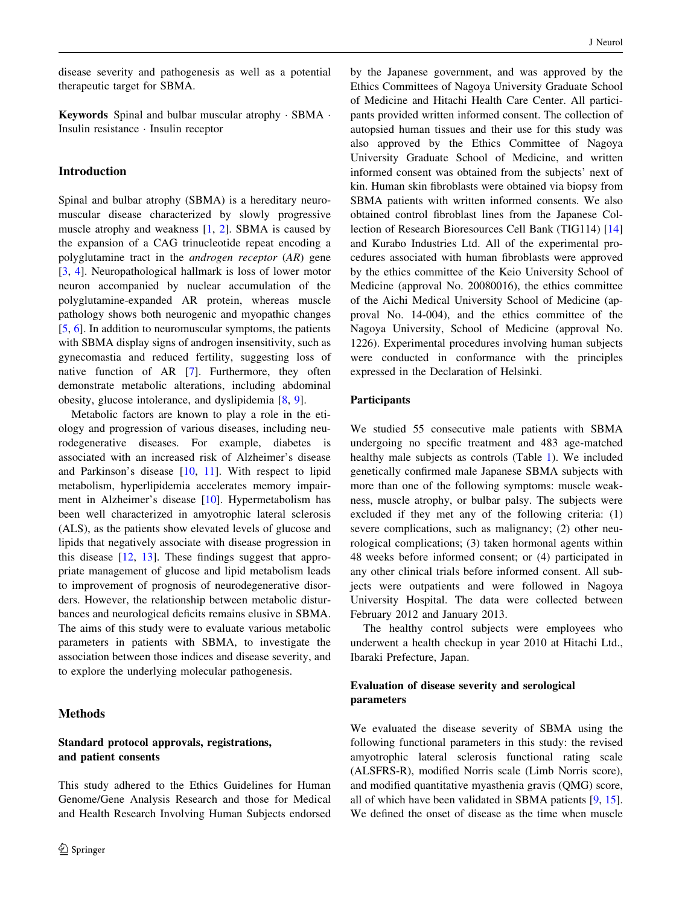disease severity and pathogenesis as well as a potential therapeutic target for SBMA.

**Keywords** Spinal and bulbar muscular atrophy · SBMA · Insulin resistance · Insulin receptor

## Introduction

Spinal and bulbar atrophy (SBMA) is a hereditary neuromuscular disease characterized by slowly progressive muscle atrophy and weakness [1, 2]. SBMA is caused by the expansion of a CAG trinucleotide repeat encoding a polyglutamine tract in the *androgen receptor* (*AR*) gene [3, 4]. Neuropathological hallmark is loss of lower motor neuron accompanied by nuclear accumulation of the polyglutamine-expanded AR protein, whereas muscle pathology shows both neurogenic and myopathic changes [5, 6]. In addition to neuromuscular symptoms, the patients with SBMA display signs of androgen insensitivity, such as gynecomastia and reduced fertility, suggesting loss of native function of AR [7]. Furthermore, they often demonstrate metabolic alterations, including abdominal obesity, glucose intolerance, and dyslipidemia [8, 9].

Metabolic factors are known to play a role in the etiology and progression of various diseases, including neurodegenerative diseases. For example, diabetes is associated with an increased risk of Alzheimer's disease and Parkinson's disease [10, 11]. With respect to lipid metabolism, hyperlipidemia accelerates memory impairment in Alzheimer's disease [10]. Hypermetabolism has been well characterized in amyotrophic lateral sclerosis (ALS), as the patients show elevated levels of glucose and lipids that negatively associate with disease progression in this disease [12, 13]. These findings suggest that appropriate management of glucose and lipid metabolism leads to improvement of prognosis of neurodegenerative disorders. However, the relationship between metabolic disturbances and neurological deficits remains elusive in SBMA. The aims of this study were to evaluate various metabolic parameters in patients with SBMA, to investigate the association between those indices and disease severity, and to explore the underlying molecular pathogenesis.

## Methods

### Standard protocol approvals, registrations, and patient consents

This study adhered to the Ethics Guidelines for Human Genome/Gene Analysis Research and those for Medical and Health Research Involving Human Subjects endorsed by the Japanese government, and was approved by the Ethics Committees of Nagoya University Graduate School of Medicine and Hitachi Health Care Center. All participants provided written informed consent. The collection of autopsied human tissues and their use for this study was also approved by the Ethics Committee of Nagoya University Graduate School of Medicine, and written informed consent was obtained from the subjects' next of kin. Human skin fibroblasts were obtained via biopsy from SBMA patients with written informed consents. We also obtained control fibroblast lines from the Japanese Collection of Research Bioresources Cell Bank (TIG114) [14] and Kurabo Industries Ltd. All of the experimental procedures associated with human fibroblasts were approved by the ethics committee of the Keio University School of Medicine (approval No. 20080016), the ethics committee of the Aichi Medical University School of Medicine (approval No. 14-004), and the ethics committee of the Nagoya University, School of Medicine (approval No. 1226). Experimental procedures involving human subjects were conducted in conformance with the principles expressed in the Declaration of Helsinki.

### Participants

We studied 55 consecutive male patients with SBMA undergoing no specific treatment and 483 age-matched healthy male subjects as controls (Table 1). We included genetically confirmed male Japanese SBMA subjects with more than one of the following symptoms: muscle weakness, muscle atrophy, or bulbar palsy. The subjects were excluded if they met any of the following criteria: (1) severe complications, such as malignancy; (2) other neurological complications; (3) taken hormonal agents within 48 weeks before informed consent; or (4) participated in any other clinical trials before informed consent. All subjects were outpatients and were followed in Nagoya University Hospital. The data were collected between February 2012 and January 2013.

The healthy control subjects were employees who underwent a health checkup in year 2010 at Hitachi Ltd., Ibaraki Prefecture, Japan.

### Evaluation of disease severity and serological parameters

We evaluated the disease severity of SBMA using the following functional parameters in this study: the revised amyotrophic lateral sclerosis functional rating scale (ALSFRS-R), modified Norris scale (Limb Norris score), and modified quantitative myasthenia gravis (QMG) score, all of which have been validated in SBMA patients [9, 15]. We defined the onset of disease as the time when muscle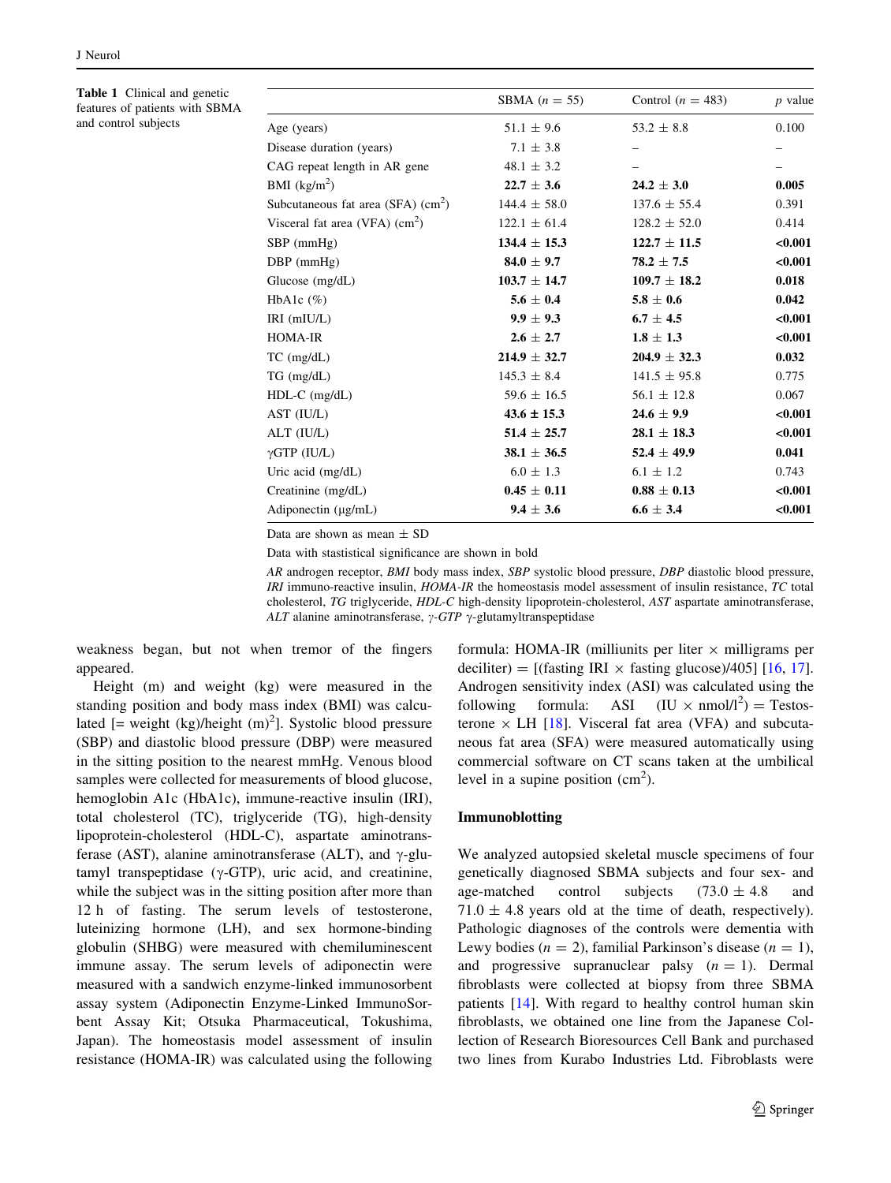**Table 1** Clinical and genetic features of patients with SBMA and control subjects

| | SBMA ($n = 55$) | Control ($n = 483$) | $p$ value |
|---|---|---|---|
| Age (years) | 51.1 ± 9.6 | 53.2 ± 8.8 | 0.100 |
| Disease duration (years) | 7.1 ± 3.8 | – | – |
| CAG repeat length in AR gene | 48.1 ± 3.2 | – | – |
| **BMI (kg/m$^2$)** | **22.7 ± 3.6** | **24.2 ± 3.0** | **0.005** |
| Subcutaneous fat area (SFA) (cm$^2$) | 144.4 ± 58.0 | 137.6 ± 55.4 | 0.391 |
| Visceral fat area (VFA) (cm$^2$) | 122.1 ± 61.4 | 128.2 ± 52.0 | 0.414 |
| **SBP (mmHg)** | **134.4 ± 15.3** | **122.7 ± 11.5** | **<0.001** |
| **DBP (mmHg)** | **84.0 ± 9.7** | **78.2 ± 7.5** | **<0.001** |
| **Glucose (mg/dL)** | **103.7 ± 14.7** | **109.7 ± 18.2** | **0.018** |
| **HbA1c (%)** | **5.6 ± 0.4** | **5.8 ± 0.6** | **0.042** |
| **IRI (mIU/L)** | **9.9 ± 9.3** | **6.7 ± 4.5** | **<0.001** |
| **HOMA-IR** | **2.6 ± 2.7** | **1.8 ± 1.3** | **<0.001** |
| **TC (mg/dL)** | **214.9 ± 32.7** | **204.9 ± 32.3** | **0.032** |
| TG (mg/dL) | 145.3 ± 8.4 | 141.5 ± 95.8 | 0.775 |
| HDL-C (mg/dL) | 59.6 ± 16.5 | 56.1 ± 12.8 | 0.067 |
| **AST (IU/L)** | **43.6 ± 15.3** | **24.6 ± 9.9** | **<0.001** |
| **ALT (IU/L)** | **51.4 ± 25.7** | **28.1 ± 18.3** | **<0.001** |
| **γGTP (IU/L)** | **38.1 ± 36.5** | **52.4 ± 49.9** | **0.041** |
| Uric acid (mg/dL) | 6.0 ± 1.3 | 6.1 ± 1.2 | 0.743 |
| **Creatinine (mg/dL)** | **0.45 ± 0.11** | **0.88 ± 0.13** | **<0.001** |
| **Adiponectin (μg/mL)** | **9.4 ± 3.6** | **6.6 ± 3.4** | **<0.001** |

Data are shown as mean ± SD

Data with stastistical significance are shown in bold

*AR* androgen receptor, *BMI* body mass index, *SBP* systolic blood pressure, *DBP* diastolic blood pressure, *IRI* immuno-reactive insulin, *HOMA-IR* the homeostasis model assessment of insulin resistance, *TC* total cholesterol, *TG* triglyceride, *HDL-C* high-density lipoprotein-cholesterol, *AST* aspartate aminotransferase, *ALT* alanine aminotransferase, *γ-GTP* γ-glutamyltranspeptidase

weakness began, but not when tremor of the fingers appeared.

Height (m) and weight (kg) were measured in the standing position and body mass index (BMI) was calculated [= weight (kg)/height (m)$^2$]. Systolic blood pressure (SBP) and diastolic blood pressure (DBP) were measured in the sitting position to the nearest mmHg. Venous blood samples were collected for measurements of blood glucose, hemoglobin A1c (HbA1c), immune-reactive insulin (IRI), total cholesterol (TC), triglyceride (TG), high-density lipoprotein-cholesterol (HDL-C), aspartate aminotransferase (AST), alanine aminotransferase (ALT), and γ-glutamyl transpeptidase (γ-GTP), uric acid, and creatinine, while the subject was in the sitting position after more than 12 h of fasting. The serum levels of testosterone, luteinizing hormone (LH), and sex hormone-binding globulin (SHBG) were measured with chemiluminescent immune assay. The serum levels of adiponectin were measured with a sandwich enzyme-linked immunosorbent assay system (Adiponectin Enzyme-Linked ImmunoSorbent Assay Kit; Otsuka Pharmaceutical, Tokushima, Japan). The homeostasis model assessment of insulin resistance (HOMA-IR) was calculated using the following formula: HOMA-IR (milliunits per liter × milligrams per deciliter) = [(fasting IRI × fasting glucose)/405] [16, 17]. Androgen sensitivity index (ASI) was calculated using the following formula: ASI (IU × nmol/l$^2$) = Testosterone × LH [18]. Visceral fat area (VFA) and subcutaneous fat area (SFA) were measured automatically using commercial software on CT scans taken at the umbilical level in a supine position (cm$^2$).

### Immunoblotting

We analyzed autopsied skeletal muscle specimens of four genetically diagnosed SBMA subjects and four sex- and age-matched control subjects (73.0 ± 4.8 and 71.0 ± 4.8 years old at the time of death, respectively). Pathologic diagnoses of the controls were dementia with Lewy bodies ($n = 2$), familial Parkinson's disease ($n = 1$), and progressive supranuclear palsy ($n = 1$). Dermal fibroblasts were collected at biopsy from three SBMA patients [14]. With regard to healthy control human skin fibroblasts, we obtained one line from the Japanese Collection of Research Bioresources Cell Bank and purchased two lines from Kurabo Industries Ltd. Fibroblasts were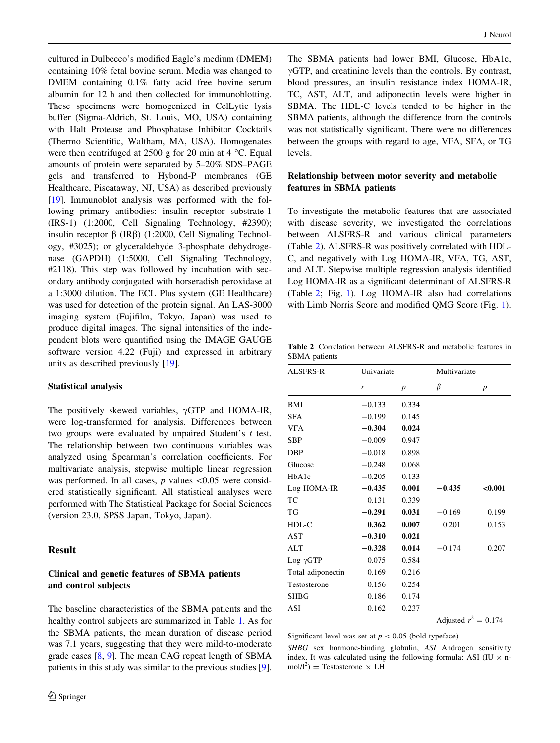cultured in Dulbecco's modified Eagle's medium (DMEM) containing 10% fetal bovine serum. Media was changed to DMEM containing 0.1% fatty acid free bovine serum albumin for 12 h and then collected for immunoblotting. These specimens were homogenized in CelLytic lysis buffer (Sigma-Aldrich, St. Louis, MO, USA) containing with Halt Protease and Phosphatase Inhibitor Cocktails (Thermo Scientific, Waltham, MA, USA). Homogenates were then centrifuged at 2500 g for 20 min at 4 °C. Equal amounts of protein were separated by 5–20% SDS–PAGE gels and transferred to Hybond-P membranes (GE Healthcare, Piscataway, NJ, USA) as described previously [19]. Immunoblot analysis was performed with the following primary antibodies: insulin receptor substrate-1 (IRS-1) (1:2000, Cell Signaling Technology, #2390); insulin receptor β (IRβ) (1:2000, Cell Signaling Technology, #3025); or glyceraldehyde 3-phosphate dehydrogenase (GAPDH) (1:5000, Cell Signaling Technology, #2118). This step was followed by incubation with secondary antibody conjugated with horseradish peroxidase at a 1:3000 dilution. The ECL Plus system (GE Healthcare) was used for detection of the protein signal. An LAS-3000 imaging system (Fujifilm, Tokyo, Japan) was used to produce digital images. The signal intensities of the independent blots were quantified using the IMAGE GAUGE software version 4.22 (Fuji) and expressed in arbitrary units as described previously [19].

### Statistical analysis

The positively skewed variables, γGTP and HOMA-IR, were log-transformed for analysis. Differences between two groups were evaluated by unpaired Student's *t* test. The relationship between two continuous variables was analyzed using Spearman's correlation coefficients. For multivariate analysis, stepwise multiple linear regression was performed. In all cases, $p$ values $<0.05$ were considered statistically significant. All statistical analyses were performed with The Statistical Package for Social Sciences (version 23.0, SPSS Japan, Tokyo, Japan).

## Result

### Clinical and genetic features of SBMA patients and control subjects

The baseline characteristics of the SBMA patients and the healthy control subjects are summarized in Table 1. As for the SBMA patients, the mean duration of disease period was 7.1 years, suggesting that they were mild-to-moderate grade cases [8, 9]. The mean CAG repeat length of SBMA patients in this study was similar to the previous studies [9]. The SBMA patients had lower BMI, Glucose, HbA1c, γGTP, and creatinine levels than the controls. By contrast, blood pressures, an insulin resistance index HOMA-IR, TC, AST, ALT, and adiponectin levels were higher in SBMA. The HDL-C levels tended to be higher in the SBMA patients, although the difference from the controls was not statistically significant. There were no differences between the groups with regard to age, VFA, SFA, or TG levels.

### Relationship between motor severity and metabolic features in SBMA patients

To investigate the metabolic features that are associated with disease severity, we investigated the correlations between ALSFRS-R and various clinical parameters (Table 2). ALSFRS-R was positively correlated with HDL-C, and negatively with Log HOMA-IR, VFA, TG, AST, and ALT. Stepwise multiple regression analysis identified Log HOMA-IR as a significant determinant of ALSFRS-R (Table 2; Fig. 1). Log HOMA-IR also had correlations with Limb Norris Score and modified QMG Score (Fig. 1).

**Table 2** Correlation between ALSFRS-R and metabolic features in SBMA patients

| ALSFRS-R | Univariate | | Multivariate | |
|---|---|---|---|---|
| | $r$ | $p$ | $\beta$ | $p$ |
| BMI | −0.133 | 0.334 | | |
| SFA | −0.199 | 0.145 | | |
| VFA | **−0.304** | **0.024** | | |
| SBP | −0.009 | 0.947 | | |
| DBP | −0.018 | 0.898 | | |
| Glucose | −0.248 | 0.068 | | |
| HbA1c | −0.205 | 0.133 | | |
| Log HOMA-IR | **−0.435** | **0.001** | **−0.435** | **<0.001** |
| TC | 0.131 | 0.339 | | |
| TG | **−0.291** | **0.031** | −0.169 | 0.199 |
| HDL-C | **0.362** | **0.007** | 0.201 | 0.153 |
| AST | **−0.310** | **0.021** | | |
| ALT | **−0.328** | **0.014** | −0.174 | 0.207 |
| Log γGTP | 0.075 | 0.584 | | |
| Total adiponectin | 0.169 | 0.216 | | |
| Testosterone | 0.156 | 0.254 | | |
| SHBG | 0.186 | 0.174 | | |
| ASI | 0.162 | 0.237 | | |
| | | | Adjusted $r^2 = 0.174$ | |

Significant level was set at $p < 0.05$ (bold typeface)

*SHBG* sex hormone-binding globulin, *ASI* Androgen sensitivity index. It was calculated using the following formula: ASI (IU × nmol/l$^2$) = Testosterone × LH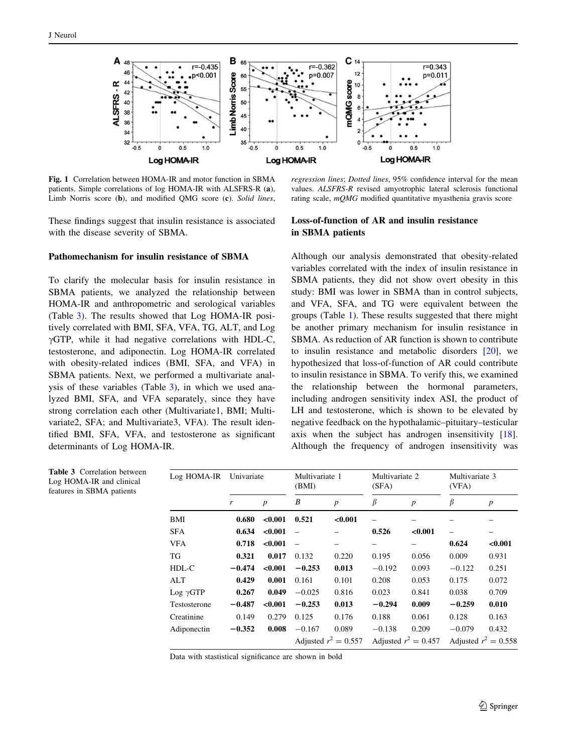Fig. 1 Correlation between HOMA-IR and motor function in SBMA patients. Simple correlations of log HOMA-IR with ALSFRS-R (**a**), Limb Norris score (**b**), and modified QMG score (**c**). *Solid lines, regression lines*; *Dotted lines*, 95% confidence interval for the mean values. *ALSFRS-R* revised amyotrophic lateral sclerosis functional rating scale, *mQMG* modified quantitative myasthenia gravis score

These findings suggest that insulin resistance is associated with the disease severity of SBMA.

### Pathomechanism for insulin resistance of SBMA

To clarify the molecular basis for insulin resistance in SBMA patients, we analyzed the relationship between HOMA-IR and anthropometric and serological variables (Table 3). The results showed that Log HOMA-IR positively correlated with BMI, SFA, VFA, TG, ALT, and Log γGTP, while it had negative correlations with HDL-C, testosterone, and adiponectin. Log HOMA-IR correlated with obesity-related indices (BMI, SFA, and VFA) in SBMA patients. Next, we performed a multivariate analysis of these variables (Table 3), in which we used analyzed BMI, SFA, and VFA separately, since they have strong correlation each other (Multivariate1, BMI; Multivariate2, SFA; and Multivariate3, VFA). The result identified BMI, SFA, VFA, and testosterone as significant determinants of Log HOMA-IR.

### Loss-of-function of AR and insulin resistance in SBMA patients

Although our analysis demonstrated that obesity-related variables correlated with the index of insulin resistance in SBMA patients, they did not show overt obesity in this study: BMI was lower in SBMA than in control subjects, and VFA, SFA, and TG were equivalent between the groups (Table 1). These results suggested that there might be another primary mechanism for insulin resistance in SBMA. As reduction of AR function is shown to contribute to insulin resistance and metabolic disorders [20], we hypothesized that loss-of-function of AR could contribute to insulin resistance in SBMA. To verify this, we examined the relationship between the hormonal parameters, including androgen sensitivity index ASI, the product of LH and testosterone, which is shown to be elevated by negative feedback on the hypothalamic–pituitary–testicular axis when the subject has androgen insensitivity [18]. Although the frequency of androgen insensitivity was

Table 3 Correlation between Log HOMA-IR and clinical features in SBMA patients

| Log HOMA-IR | Univariate | | Multivariate 1 (BMI) | | Multivariate 2 (SFA) | | Multivariate 3 (VFA) | |
|---|---|---|---|---|---|---|---|---|
| | $r$ | $p$ | $B$ | $p$ | $\beta$ | $p$ | $\beta$ | $p$ |
| BMI | **0.680** | **<0.001** | **0.521** | **<0.001** | – | – | – | – |
| SFA | **0.634** | **<0.001** | – | – | **0.526** | **<0.001** | – | – |
| VFA | **0.718** | **<0.001** | – | – | – | – | **0.624** | **<0.001** |
| TG | **0.321** | **0.017** | 0.132 | 0.220 | 0.195 | 0.056 | 0.009 | 0.931 |
| HDL-C | **−0.474** | **<0.001** | **−0.253** | **0.013** | −0.192 | 0.093 | −0.122 | 0.251 |
| ALT | **0.429** | **0.001** | 0.161 | 0.101 | 0.208 | 0.053 | 0.175 | 0.072 |
| Log γGTP | **0.267** | **0.049** | −0.025 | 0.816 | 0.023 | 0.841 | 0.038 | 0.709 |
| Testosterone | **−0.487** | **<0.001** | **−0.253** | **0.013** | **−0.294** | **0.009** | **−0.259** | **0.010** |
| Creatinine | 0.149 | 0.279 | 0.125 | 0.176 | 0.188 | 0.061 | 0.128 | 0.163 |
| Adiponectin | **−0.352** | **0.008** | −0.167 | 0.089 | −0.138 | 0.209 | −0.079 | 0.432 |
| | | | Adjusted $r^2 = 0.557$ | | Adjusted $r^2 = 0.457$ | | Adjusted $r^2 = 0.558$ | |

Data with stastistical significance are shown in bold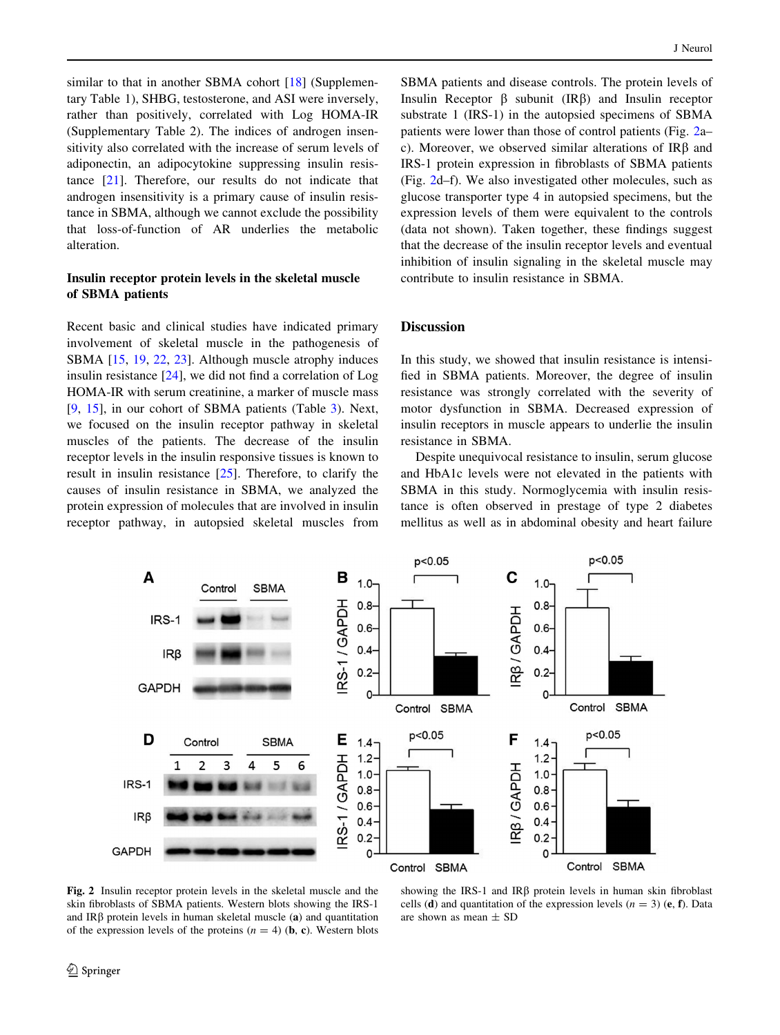similar to that in another SBMA cohort [18] (Supplementary Table 1), SHBG, testosterone, and ASI were inversely, rather than positively, correlated with Log HOMA-IR (Supplementary Table 2). The indices of androgen insensitivity also correlated with the increase of serum levels of adiponectin, an adipocytokine suppressing insulin resistance [21]. Therefore, our results do not indicate that androgen insensitivity is a primary cause of insulin resistance in SBMA, although we cannot exclude the possibility that loss-of-function of AR underlies the metabolic alteration.

### Insulin receptor protein levels in the skeletal muscle of SBMA patients

Recent basic and clinical studies have indicated primary involvement of skeletal muscle in the pathogenesis of SBMA [15, 19, 22, 23]. Although muscle atrophy induces insulin resistance [24], we did not find a correlation of Log HOMA-IR with serum creatinine, a marker of muscle mass [9, 15], in our cohort of SBMA patients (Table 3). Next, we focused on the insulin receptor pathway in skeletal muscles of the patients. The decrease of the insulin receptor levels in the insulin responsive tissues is known to result in insulin resistance [25]. Therefore, to clarify the causes of insulin resistance in SBMA, we analyzed the protein expression of molecules that are involved in insulin receptor pathway, in autopsied skeletal muscles from SBMA patients and disease controls. The protein levels of Insulin Receptor β subunit (IRβ) and Insulin receptor substrate 1 (IRS-1) in the autopsied specimens of SBMA patients were lower than those of control patients (Fig. 2a–c). Moreover, we observed similar alterations of IRβ and IRS-1 protein expression in fibroblasts of SBMA patients (Fig. 2d–f). We also investigated other molecules, such as glucose transporter type 4 in autopsied specimens, but the expression levels of them were equivalent to the controls (data not shown). Taken together, these findings suggest that the decrease of the insulin receptor levels and eventual inhibition of insulin signaling in the skeletal muscle may contribute to insulin resistance in SBMA.

## Discussion

In this study, we showed that insulin resistance is intensified in SBMA patients. Moreover, the degree of insulin resistance was strongly correlated with the severity of motor dysfunction in SBMA. Decreased expression of insulin receptors in muscle appears to underlie the insulin resistance in SBMA.

Despite unequivocal resistance to insulin, serum glucose and HbA1c levels were not elevated in the patients with SBMA in this study. Normoglycemia with insulin resistance is often observed in prestage of type 2 diabetes mellitus as well as in abdominal obesity and heart failure

**Fig. 2** Insulin receptor protein levels in the skeletal muscle and the skin fibroblasts of SBMA patients. Western blots showing the IRS-1 and IRβ protein levels in human skeletal muscle (**a**) and quantitation of the expression levels of the proteins ($n = 4$) (**b**, **c**). Western blots showing the IRS-1 and IRβ protein levels in human skin fibroblast cells (**d**) and quantitation of the expression levels ($n = 3$) (**e**, **f**). Data are shown as mean ± SD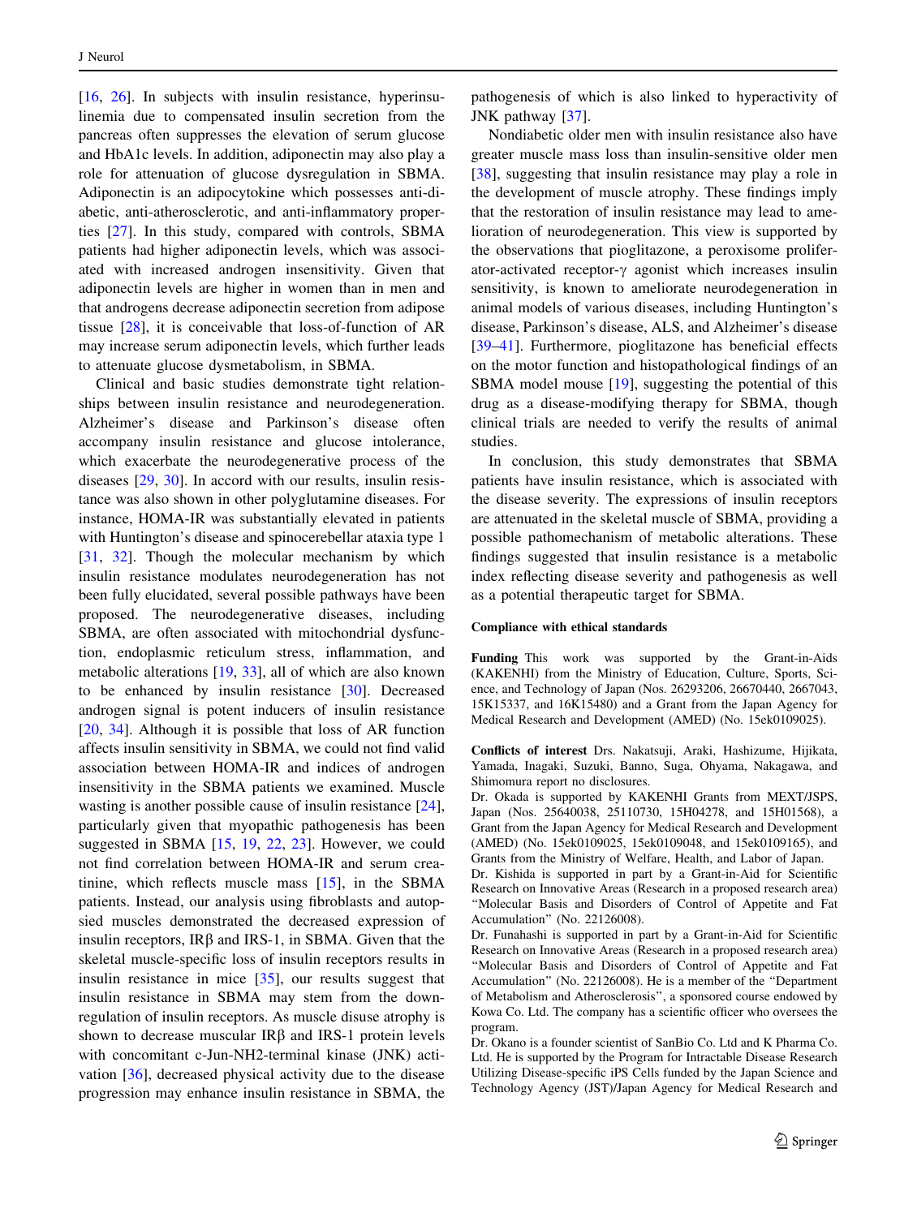[16, 26]. In subjects with insulin resistance, hyperinsulinemia due to compensated insulin secretion from the pancreas often suppresses the elevation of serum glucose and HbA1c levels. In addition, adiponectin may also play a role for attenuation of glucose dysregulation in SBMA. Adiponectin is an adipocytokine which possesses anti-diabetic, anti-atherosclerotic, and anti-inflammatory properties [27]. In this study, compared with controls, SBMA patients had higher adiponectin levels, which was associated with increased androgen insensitivity. Given that adiponectin levels are higher in women than in men and that androgens decrease adiponectin secretion from adipose tissue [28], it is conceivable that loss-of-function of AR may increase serum adiponectin levels, which further leads to attenuate glucose dysmetabolism, in SBMA.

Clinical and basic studies demonstrate tight relationships between insulin resistance and neurodegeneration. Alzheimer's disease and Parkinson's disease often accompany insulin resistance and glucose intolerance, which exacerbate the neurodegenerative process of the diseases [29, 30]. In accord with our results, insulin resistance was also shown in other polyglutamine diseases. For instance, HOMA-IR was substantially elevated in patients with Huntington's disease and spinocerebellar ataxia type 1 [31, 32]. Though the molecular mechanism by which insulin resistance modulates neurodegeneration has not been fully elucidated, several possible pathways have been proposed. The neurodegenerative diseases, including SBMA, are often associated with mitochondrial dysfunction, endoplasmic reticulum stress, inflammation, and metabolic alterations [19, 33], all of which are also known to be enhanced by insulin resistance [30]. Decreased androgen signal is potent inducers of insulin resistance [20, 34]. Although it is possible that loss of AR function affects insulin sensitivity in SBMA, we could not find valid association between HOMA-IR and indices of androgen insensitivity in the SBMA patients we examined. Muscle wasting is another possible cause of insulin resistance [24], particularly given that myopathic pathogenesis has been suggested in SBMA [15, 19, 22, 23]. However, we could not find correlation between HOMA-IR and serum creatinine, which reflects muscle mass [15], in the SBMA patients. Instead, our analysis using fibroblasts and autopsied muscles demonstrated the decreased expression of insulin receptors, IRβ and IRS-1, in SBMA. Given that the skeletal muscle-specific loss of insulin receptors results in insulin resistance in mice [35], our results suggest that insulin resistance in SBMA may stem from the down-regulation of insulin receptors. As muscle disuse atrophy is shown to decrease muscular IRβ and IRS-1 protein levels with concomitant c-Jun-NH2-terminal kinase (JNK) activation [36], decreased physical activity due to the disease progression may enhance insulin resistance in SBMA, the pathogenesis of which is also linked to hyperactivity of JNK pathway [37].

Nondiabetic older men with insulin resistance also have greater muscle mass loss than insulin-sensitive older men [38], suggesting that insulin resistance may play a role in the development of muscle atrophy. These findings imply that the restoration of insulin resistance may lead to amelioration of neurodegeneration. This view is supported by the observations that pioglitazone, a peroxisome proliferator-activated receptor-γ agonist which increases insulin sensitivity, is known to ameliorate neurodegeneration in animal models of various diseases, including Huntington's disease, Parkinson's disease, ALS, and Alzheimer's disease [39–41]. Furthermore, pioglitazone has beneficial effects on the motor function and histopathological findings of an SBMA model mouse [19], suggesting the potential of this drug as a disease-modifying therapy for SBMA, though clinical trials are needed to verify the results of animal studies.

In conclusion, this study demonstrates that SBMA patients have insulin resistance, which is associated with the disease severity. The expressions of insulin receptors are attenuated in the skeletal muscle of SBMA, providing a possible pathomechanism of metabolic alterations. These findings suggested that insulin resistance is a metabolic index reflecting disease severity and pathogenesis as well as a potential therapeutic target for SBMA.

#### Compliance with ethical standards

**Funding** This work was supported by the Grant-in-Aids (KAKENHI) from the Ministry of Education, Culture, Sports, Science, and Technology of Japan (Nos. 26293206, 26670440, 2667043, 15K15337, and 16K15480) and a Grant from the Japan Agency for Medical Research and Development (AMED) (No. 15ek0109025).

**Conflicts of interest** Drs. Nakatsuji, Araki, Hashizume, Hijikata, Yamada, Inagaki, Suzuki, Banno, Suga, Ohyama, Nakagawa, and Shimomura report no disclosures.
Dr. Okada is supported by KAKENHI Grants from MEXT/JSPS, Japan (Nos. 25640038, 25110730, 15H04278, and 15H01568), a Grant from the Japan Agency for Medical Research and Development (AMED) (No. 15ek0109025, 15ek0109048, and 15ek0109165), and Grants from the Ministry of Welfare, Health, and Labor of Japan.
Dr. Kishida is supported in part by a Grant-in-Aid for Scientific Research on Innovative Areas (Research in a proposed research area) "Molecular Basis and Disorders of Control of Appetite and Fat Accumulation" (No. 22126008).
Dr. Funahashi is supported in part by a Grant-in-Aid for Scientific Research on Innovative Areas (Research in a proposed research area) "Molecular Basis and Disorders of Control of Appetite and Fat Accumulation" (No. 22126008). He is a member of the "Department of Metabolism and Atherosclerosis", a sponsored course endowed by Kowa Co. Ltd. The company has a scientific officer who oversees the program.
Dr. Okano is a founder scientist of SanBio Co. Ltd and K Pharma Co. Ltd. He is supported by the Program for Intractable Disease Research Utilizing Disease-specific iPS Cells funded by the Japan Science and Technology Agency (JST)/Japan Agency for Medical Research and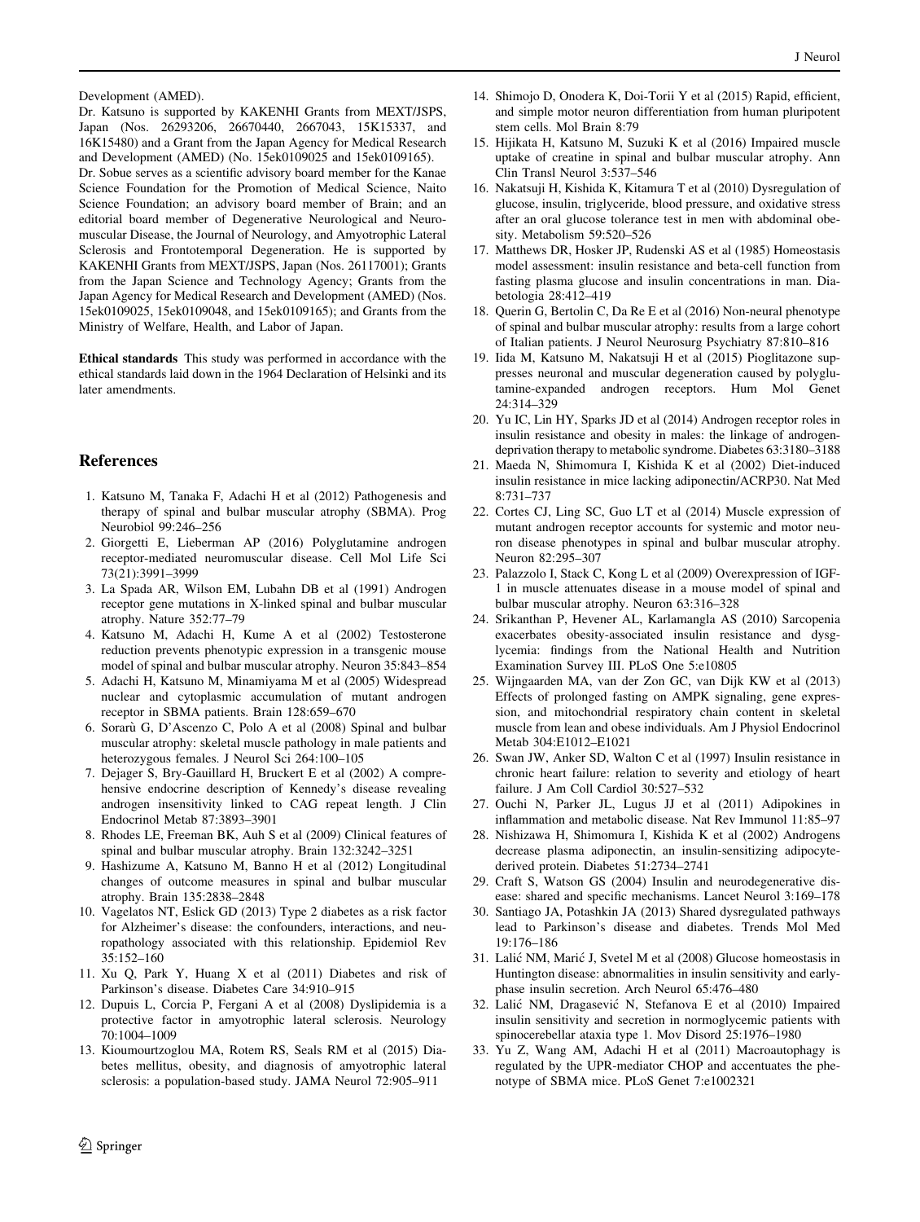Development (AMED).

Dr. Katsuno is supported by KAKENHI Grants from MEXT/JSPS, Japan (Nos. 26293206, 26670440, 2667043, 15K15337, and 16K15480) and a Grant from the Japan Agency for Medical Research and Development (AMED) (No. 15ek0109025 and 15ek0109165).

Dr. Sobue serves as a scientific advisory board member for the Kanae Science Foundation for the Promotion of Medical Science, Naito Science Foundation; an advisory board member of Brain; and an editorial board member of Degenerative Neurological and Neuromuscular Disease, the Journal of Neurology, and Amyotrophic Lateral Sclerosis and Frontotemporal Degeneration. He is supported by KAKENHI Grants from MEXT/JSPS, Japan (Nos. 26117001); Grants from the Japan Science and Technology Agency; Grants from the Japan Agency for Medical Research and Development (AMED) (Nos. 15ek0109025, 15ek0109048, and 15ek0109165); and Grants from the Ministry of Welfare, Health, and Labor of Japan.

**Ethical standards** This study was performed in accordance with the ethical standards laid down in the 1964 Declaration of Helsinki and its later amendments.

## References

1. Katsuno M, Tanaka F, Adachi H et al (2012) Pathogenesis and therapy of spinal and bulbar muscular atrophy (SBMA). Prog Neurobiol 99:246–256
2. Giorgetti E, Lieberman AP (2016) Polyglutamine androgen receptor-mediated neuromuscular disease. Cell Mol Life Sci 73(21):3991–3999
3. La Spada AR, Wilson EM, Lubahn DB et al (1991) Androgen receptor gene mutations in X-linked spinal and bulbar muscular atrophy. Nature 352:77–79
4. Katsuno M, Adachi H, Kume A et al (2002) Testosterone reduction prevents phenotypic expression in a transgenic mouse model of spinal and bulbar muscular atrophy. Neuron 35:843–854
5. Adachi H, Katsuno M, Minamiyama M et al (2005) Widespread nuclear and cytoplasmic accumulation of mutant androgen receptor in SBMA patients. Brain 128:659–670
6. Sorarù G, D'Ascenzo C, Polo A et al (2008) Spinal and bulbar muscular atrophy: skeletal muscle pathology in male patients and heterozygous females. J Neurol Sci 264:100–105
7. Dejager S, Bry-Gauillard H, Bruckert E et al (2002) A comprehensive endocrine description of Kennedy's disease revealing androgen insensitivity linked to CAG repeat length. J Clin Endocrinol Metab 87:3893–3901
8. Rhodes LE, Freeman BK, Auh S et al (2009) Clinical features of spinal and bulbar muscular atrophy. Brain 132:3242–3251
9. Hashizume A, Katsuno M, Banno H et al (2012) Longitudinal changes of outcome measures in spinal and bulbar muscular atrophy. Brain 135:2838–2848
10. Vagelatos NT, Eslick GD (2013) Type 2 diabetes as a risk factor for Alzheimer's disease: the confounders, interactions, and neuropathology associated with this relationship. Epidemiol Rev 35:152–160
11. Xu Q, Park Y, Huang X et al (2011) Diabetes and risk of Parkinson's disease. Diabetes Care 34:910–915
12. Dupuis L, Corcia P, Fergani A et al (2008) Dyslipidemia is a protective factor in amyotrophic lateral sclerosis. Neurology 70:1004–1009
13. Kioumourtzoglou MA, Rotem RS, Seals RM et al (2015) Diabetes mellitus, obesity, and diagnosis of amyotrophic lateral sclerosis: a population-based study. JAMA Neurol 72:905–911
14. Shimojo D, Onodera K, Doi-Torii Y et al (2015) Rapid, efficient, and simple motor neuron differentiation from human pluripotent stem cells. Mol Brain 8:79
15. Hijikata H, Katsuno M, Suzuki K et al (2016) Impaired muscle uptake of creatine in spinal and bulbar muscular atrophy. Ann Clin Transl Neurol 3:537–546
16. Nakatsuji H, Kishida K, Kitamura T et al (2010) Dysregulation of glucose, insulin, triglyceride, blood pressure, and oxidative stress after an oral glucose tolerance test in men with abdominal obesity. Metabolism 59:520–526
17. Matthews DR, Hosker JP, Rudenski AS et al (1985) Homeostasis model assessment: insulin resistance and beta-cell function from fasting plasma glucose and insulin concentrations in man. Diabetologia 28:412–419
18. Querin G, Bertolin C, Da Re E et al (2016) Non-neural phenotype of spinal and bulbar muscular atrophy: results from a large cohort of Italian patients. J Neurol Neurosurg Psychiatry 87:810–816
19. Iida M, Katsuno M, Nakatsuji H et al (2015) Pioglitazone suppresses neuronal and muscular degeneration caused by polyglutamine-expanded androgen receptors. Hum Mol Genet 24:314–329
20. Yu IC, Lin HY, Sparks JD et al (2014) Androgen receptor roles in insulin resistance and obesity in males: the linkage of androgen-deprivation therapy to metabolic syndrome. Diabetes 63:3180–3188
21. Maeda N, Shimomura I, Kishida K et al (2002) Diet-induced insulin resistance in mice lacking adiponectin/ACRP30. Nat Med 8:731–737
22. Cortes CJ, Ling SC, Guo LT et al (2014) Muscle expression of mutant androgen receptor accounts for systemic and motor neuron disease phenotypes in spinal and bulbar muscular atrophy. Neuron 82:295–307
23. Palazzolo I, Stack C, Kong L et al (2009) Overexpression of IGF-1 in muscle attenuates disease in a mouse model of spinal and bulbar muscular atrophy. Neuron 63:316–328
24. Srikanthan P, Hevener AL, Karlamangla AS (2010) Sarcopenia exacerbates obesity-associated insulin resistance and dysglycemia: findings from the National Health and Nutrition Examination Survey III. PLoS One 5:e10805
25. Wijngaarden MA, van der Zon GC, van Dijk KW et al (2013) Effects of prolonged fasting on AMPK signaling, gene expression, and mitochondrial respiratory chain content in skeletal muscle from lean and obese individuals. Am J Physiol Endocrinol Metab 304:E1012–E1021
26. Swan JW, Anker SD, Walton C et al (1997) Insulin resistance in chronic heart failure: relation to severity and etiology of heart failure. J Am Coll Cardiol 30:527–532
27. Ouchi N, Parker JL, Lugus JJ et al (2011) Adipokines in inflammation and metabolic disease. Nat Rev Immunol 11:85–97
28. Nishizawa H, Shimomura I, Kishida K et al (2002) Androgens decrease plasma adiponectin, an insulin-sensitizing adipocyte-derived protein. Diabetes 51:2734–2741
29. Craft S, Watson GS (2004) Insulin and neurodegenerative disease: shared and specific mechanisms. Lancet Neurol 3:169–178
30. Santiago JA, Potashkin JA (2013) Shared dysregulated pathways lead to Parkinson's disease and diabetes. Trends Mol Med 19:176–186
31. Lalić NM, Marić J, Svetel M et al (2008) Glucose homeostasis in Huntington disease: abnormalities in insulin sensitivity and early-phase insulin secretion. Arch Neurol 65:476–480
32. Lalić NM, Dragasević N, Stefanova E et al (2010) Impaired insulin sensitivity and secretion in normoglycemic patients with spinocerebellar ataxia type 1. Mov Disord 25:1976–1980
33. Yu Z, Wang AM, Adachi H et al (2011) Macroautophagy is regulated by the UPR-mediator CHOP and accentuates the phenotype of SBMA mice. PLoS Genet 7:e1002321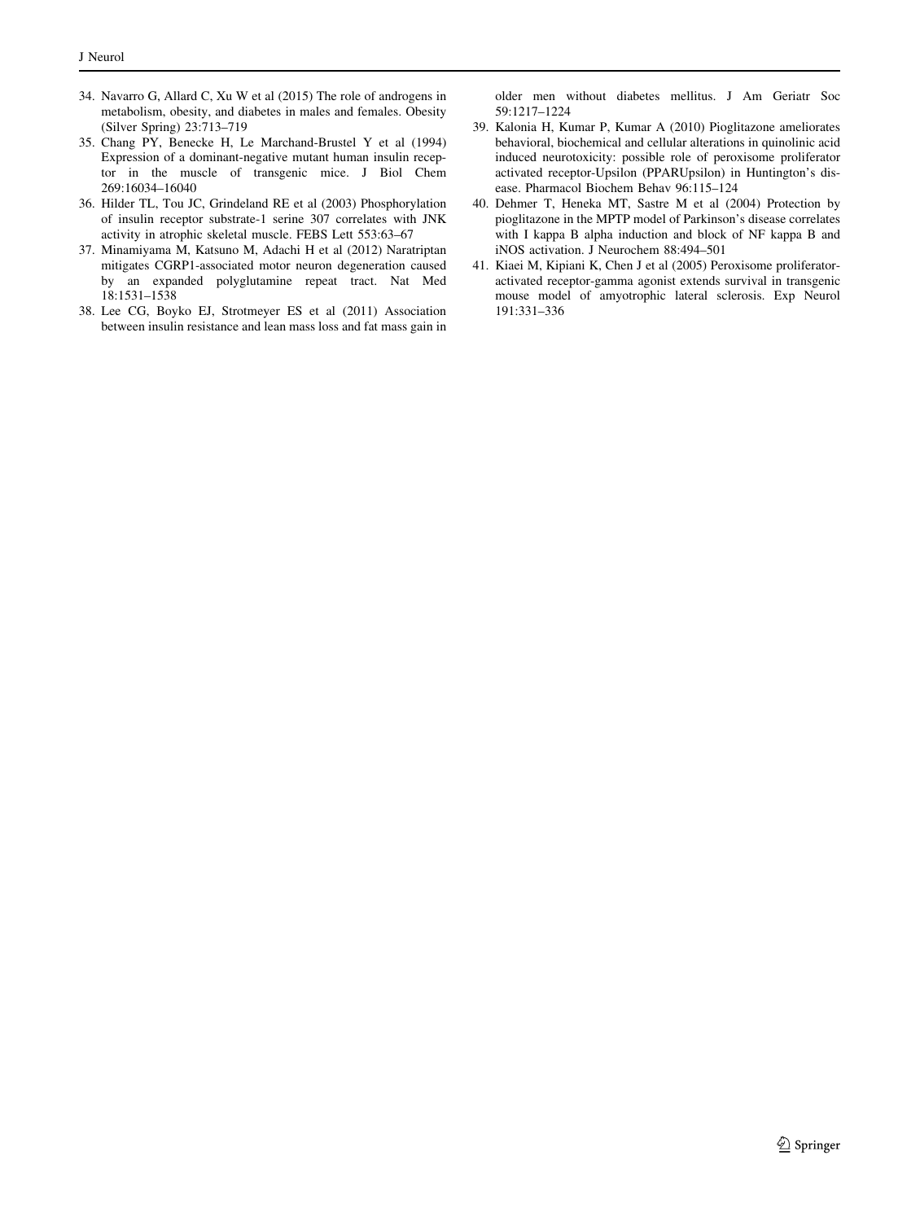34. Navarro G, Allard C, Xu W et al (2015) The role of androgens in metabolism, obesity, and diabetes in males and females. Obesity (Silver Spring) 23:713–719
35. Chang PY, Benecke H, Le Marchand-Brustel Y et al (1994) Expression of a dominant-negative mutant human insulin receptor in the muscle of transgenic mice. J Biol Chem 269:16034–16040
36. Hilder TL, Tou JC, Grindeland RE et al (2003) Phosphorylation of insulin receptor substrate-1 serine 307 correlates with JNK activity in atrophic skeletal muscle. FEBS Lett 553:63–67
37. Minamiyama M, Katsuno M, Adachi H et al (2012) Naratriptan mitigates CGRP1-associated motor neuron degeneration caused by an expanded polyglutamine repeat tract. Nat Med 18:1531–1538
38. Lee CG, Boyko EJ, Strotmeyer ES et al (2011) Association between insulin resistance and lean mass loss and fat mass gain in older men without diabetes mellitus. J Am Geriatr Soc 59:1217–1224
39. Kalonia H, Kumar P, Kumar A (2010) Pioglitazone ameliorates behavioral, biochemical and cellular alterations in quinolinic acid induced neurotoxicity: possible role of peroxisome proliferator activated receptor-Upsilon (PPARUpsilon) in Huntington's disease. Pharmacol Biochem Behav 96:115–124
40. Dehmer T, Heneka MT, Sastre M et al (2004) Protection by pioglitazone in the MPTP model of Parkinson's disease correlates with I kappa B alpha induction and block of NF kappa B and iNOS activation. J Neurochem 88:494–501
41. Kiaei M, Kipiani K, Chen J et al (2005) Peroxisome proliferator-activated receptor-gamma agonist extends survival in transgenic mouse model of amyotrophic lateral sclerosis. Exp Neurol 191:331–336